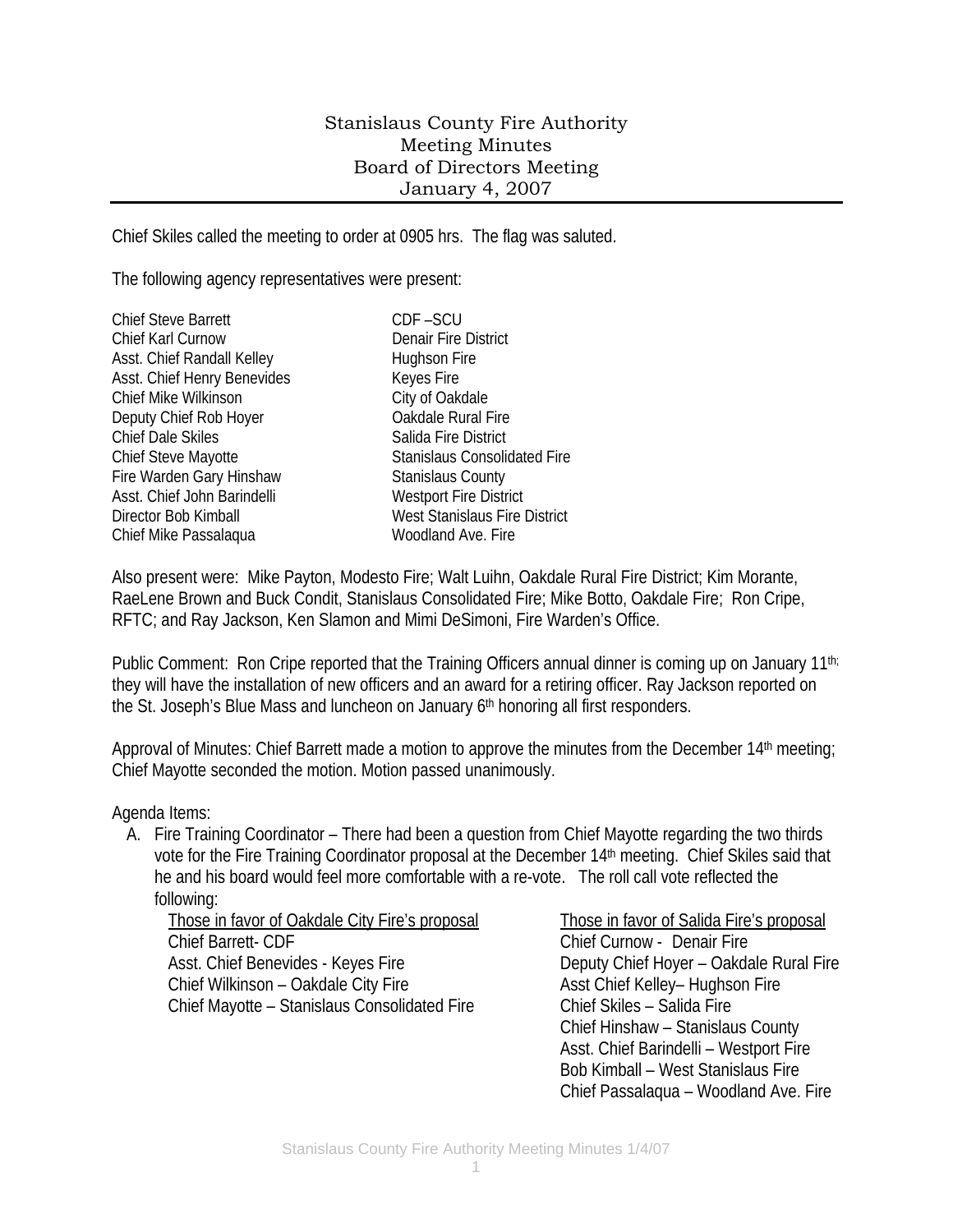# Stanislaus County Fire Authority
## Meeting Minutes
## Board of Directors Meeting
## January 4, 2007

Chief Skiles called the meeting to order at 0905 hrs. The flag was saluted.

The following agency representatives were present:

| | |
|---|---|
| Chief Steve Barrett | CDF –SCU |
| Chief Karl Curnow | Denair Fire District |
| Asst. Chief Randall Kelley | Hughson Fire |
| Asst. Chief Henry Benevides | Keyes Fire |
| Chief Mike Wilkinson | City of Oakdale |
| Deputy Chief Rob Hoyer | Oakdale Rural Fire |
| Chief Dale Skiles | Salida Fire District |
| Chief Steve Mayotte | Stanislaus Consolidated Fire |
| Fire Warden Gary Hinshaw | Stanislaus County |
| Asst. Chief John Barindelli | Westport Fire District |
| Director Bob Kimball | West Stanislaus Fire District |
| Chief Mike Passalaqua | Woodland Ave. Fire |

Also present were: Mike Payton, Modesto Fire; Walt Luihn, Oakdale Rural Fire District; Kim Morante, RaeLene Brown and Buck Condit, Stanislaus Consolidated Fire; Mike Botto, Oakdale Fire; Ron Cripe, RFTC; and Ray Jackson, Ken Slamon and Mimi DeSimoni, Fire Warden's Office.

Public Comment: Ron Cripe reported that the Training Officers annual dinner is coming up on January 11th; they will have the installation of new officers and an award for a retiring officer. Ray Jackson reported on the St. Joseph's Blue Mass and luncheon on January 6th honoring all first responders.

Approval of Minutes: Chief Barrett made a motion to approve the minutes from the December 14th meeting; Chief Mayotte seconded the motion. Motion passed unanimously.

Agenda Items:

A. Fire Training Coordinator – There had been a question from Chief Mayotte regarding the two thirds vote for the Fire Training Coordinator proposal at the December 14th meeting. Chief Skiles said that he and his board would feel more comfortable with a re-vote. The roll call vote reflected the following:

| Those in favor of Oakdale City Fire's proposal | Those in favor of Salida Fire's proposal |
|---|---|
| Chief Barrett- CDF | Chief Curnow - Denair Fire |
| Asst. Chief Benevides - Keyes Fire | Deputy Chief Hoyer – Oakdale Rural Fire |
| Chief Wilkinson – Oakdale City Fire | Asst Chief Kelley– Hughson Fire |
| Chief Mayotte – Stanislaus Consolidated Fire | Chief Skiles – Salida Fire |
| | Chief Hinshaw – Stanislaus County |
| | Asst. Chief Barindelli – Westport Fire |
| | Bob Kimball – West Stanislaus Fire |
| | Chief Passalaqua – Woodland Ave. Fire |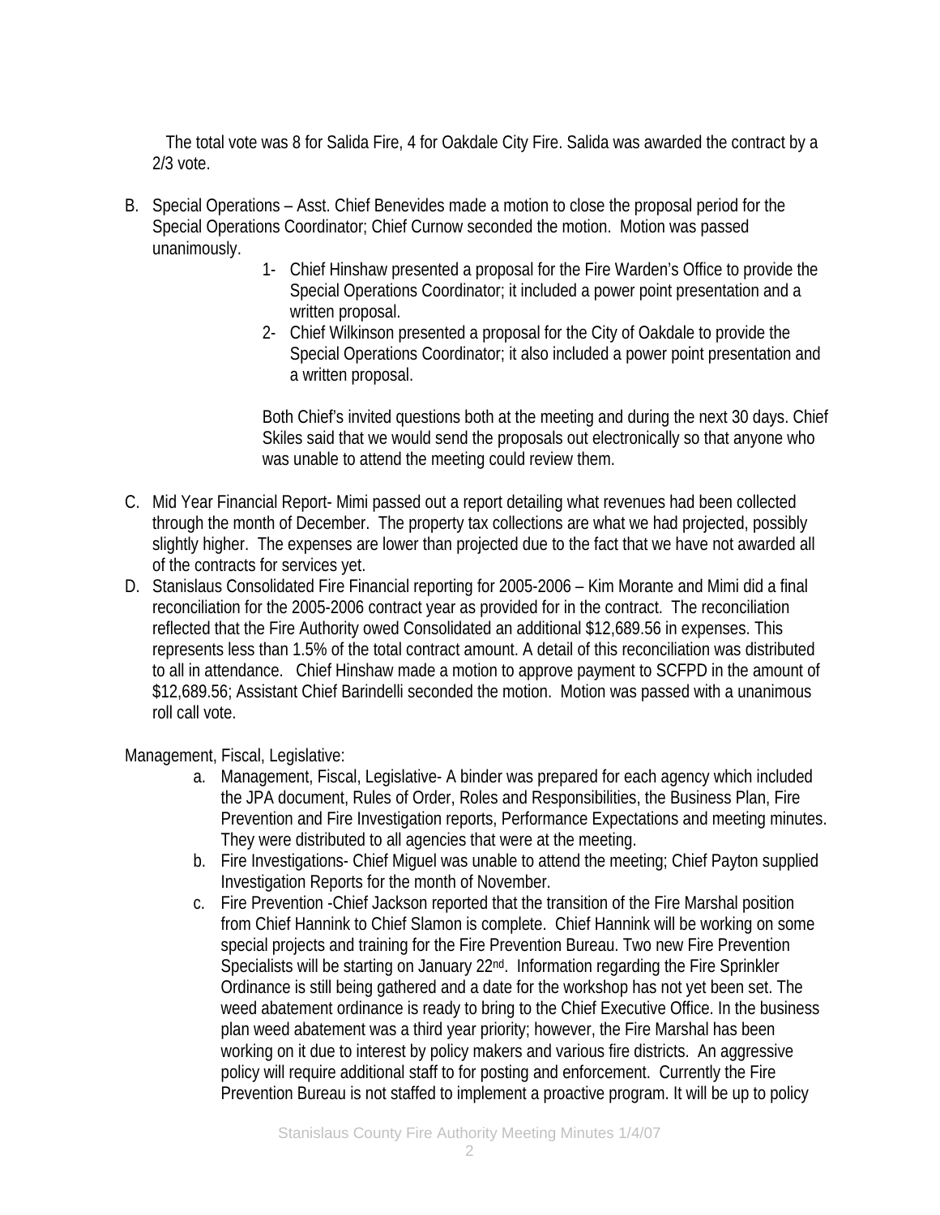The total vote was 8 for Salida Fire, 4 for Oakdale City Fire. Salida was awarded the contract by a 2/3 vote.

B. Special Operations – Asst. Chief Benevides made a motion to close the proposal period for the Special Operations Coordinator; Chief Curnow seconded the motion. Motion was passed unanimously.
   1- Chief Hinshaw presented a proposal for the Fire Warden's Office to provide the Special Operations Coordinator; it included a power point presentation and a written proposal.
   2- Chief Wilkinson presented a proposal for the City of Oakdale to provide the Special Operations Coordinator; it also included a power point presentation and a written proposal.

   Both Chief's invited questions both at the meeting and during the next 30 days. Chief Skiles said that we would send the proposals out electronically so that anyone who was unable to attend the meeting could review them.

C. Mid Year Financial Report- Mimi passed out a report detailing what revenues had been collected through the month of December. The property tax collections are what we had projected, possibly slightly higher. The expenses are lower than projected due to the fact that we have not awarded all of the contracts for services yet.

D. Stanislaus Consolidated Fire Financial reporting for 2005-2006 – Kim Morante and Mimi did a final reconciliation for the 2005-2006 contract year as provided for in the contract. The reconciliation reflected that the Fire Authority owed Consolidated an additional $12,689.56 in expenses. This represents less than 1.5% of the total contract amount. A detail of this reconciliation was distributed to all in attendance. Chief Hinshaw made a motion to approve payment to SCFPD in the amount of $12,689.56; Assistant Chief Barindelli seconded the motion. Motion was passed with a unanimous roll call vote.

Management, Fiscal, Legislative:

a. Management, Fiscal, Legislative- A binder was prepared for each agency which included the JPA document, Rules of Order, Roles and Responsibilities, the Business Plan, Fire Prevention and Fire Investigation reports, Performance Expectations and meeting minutes. They were distributed to all agencies that were at the meeting.
b. Fire Investigations- Chief Miguel was unable to attend the meeting; Chief Payton supplied Investigation Reports for the month of November.
c. Fire Prevention -Chief Jackson reported that the transition of the Fire Marshal position from Chief Hannink to Chief Slamon is complete. Chief Hannink will be working on some special projects and training for the Fire Prevention Bureau. Two new Fire Prevention Specialists will be starting on January 22nd. Information regarding the Fire Sprinkler Ordinance is still being gathered and a date for the workshop has not yet been set. The weed abatement ordinance is ready to bring to the Chief Executive Office. In the business plan weed abatement was a third year priority; however, the Fire Marshal has been working on it due to interest by policy makers and various fire districts. An aggressive policy will require additional staff to for posting and enforcement. Currently the Fire Prevention Bureau is not staffed to implement a proactive program. It will be up to policy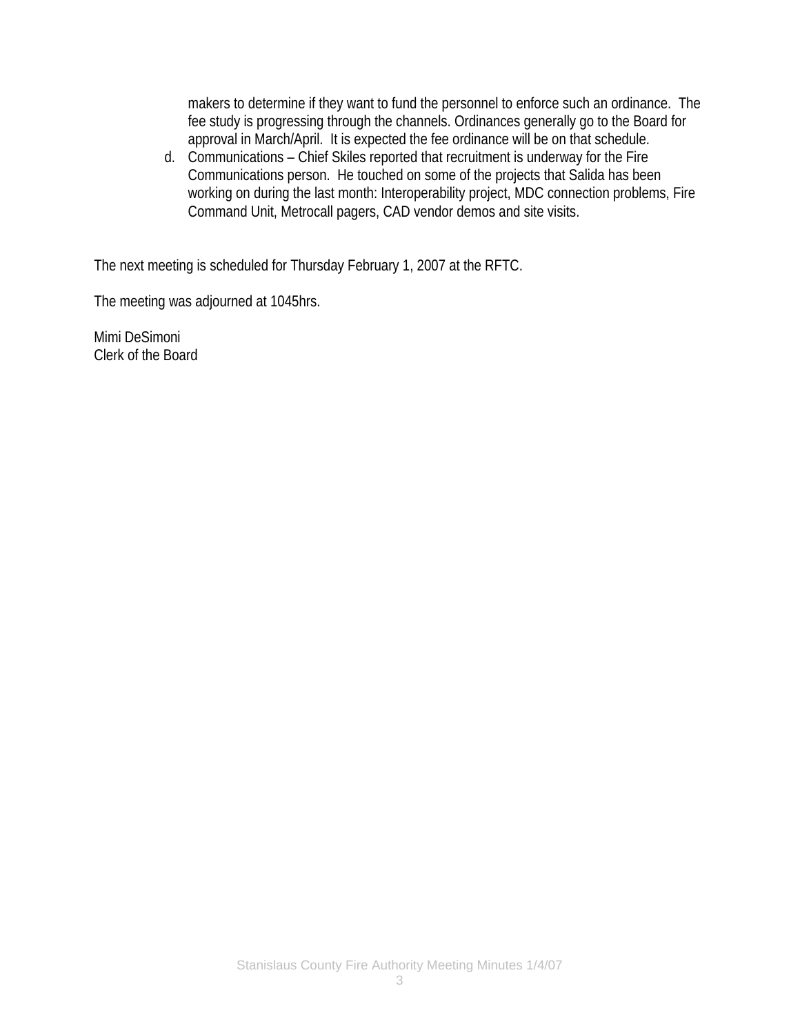makers to determine if they want to fund the personnel to enforce such an ordinance. The fee study is progressing through the channels. Ordinances generally go to the Board for approval in March/April. It is expected the fee ordinance will be on that schedule.

d. Communications – Chief Skiles reported that recruitment is underway for the Fire Communications person. He touched on some of the projects that Salida has been working on during the last month: Interoperability project, MDC connection problems, Fire Command Unit, Metrocall pagers, CAD vendor demos and site visits.

The next meeting is scheduled for Thursday February 1, 2007 at the RFTC.

The meeting was adjourned at 1045hrs.

Mimi DeSimoni
Clerk of the Board